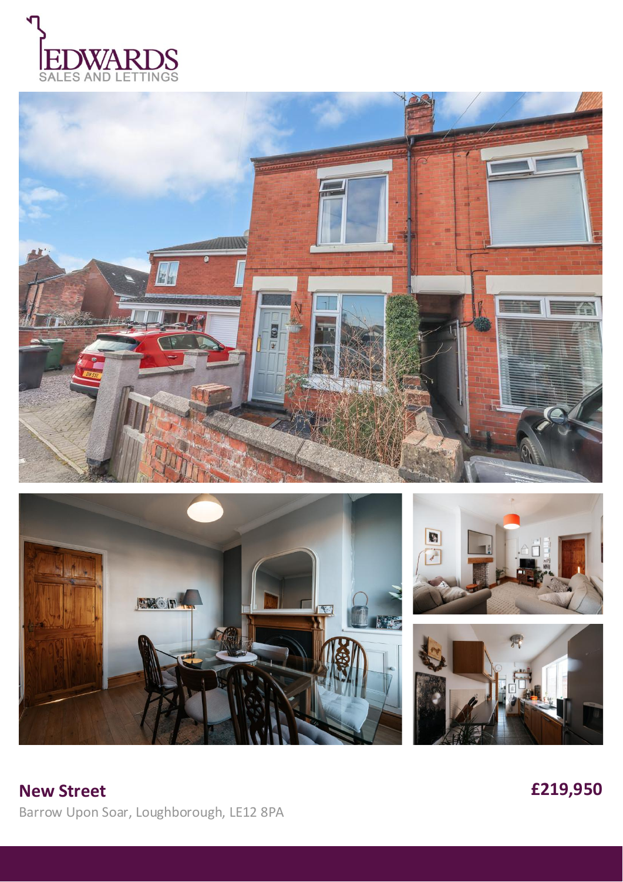EDWARDS
SALES AND LETTINGS

## New Street

**£219,950**

Barrow Upon Soar, Loughborough, LE12 8PA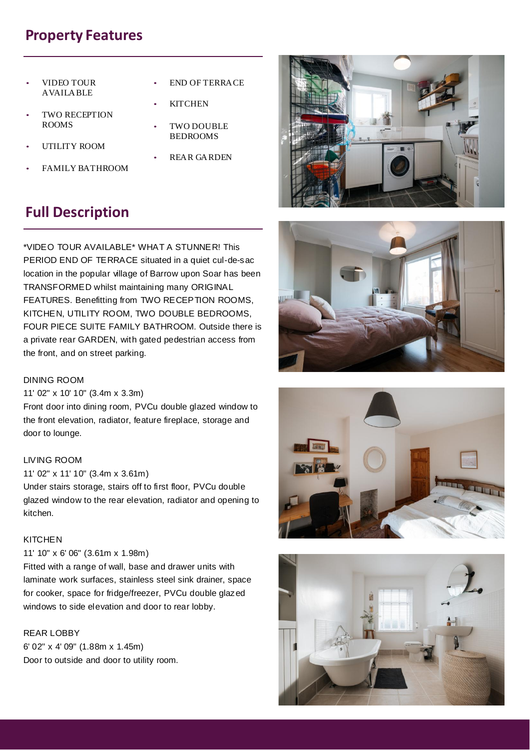## Property Features

- VIDEO TOUR AVAILABLE
- TWO RECEPTION ROOMS
- UTILITY ROOM
- FAMILY BATHROOM
- END OF TERRACE
- KITCHEN
- TWO DOUBLE BEDROOMS
- REAR GARDEN

## Full Description

*VIDEO TOUR AVAILABLE* WHAT A STUNNER! This PERIOD END OF TERRACE situated in a quiet cul-de-sac location in the popular village of Barrow upon Soar has been TRANSFORMED whilst maintaining many ORIGINAL FEATURES. Benefitting from TWO RECEPTION ROOMS, KITCHEN, UTILITY ROOM, TWO DOUBLE BEDROOMS, FOUR PIECE SUITE FAMILY BATHROOM. Outside there is a private rear GARDEN, with gated pedestrian access from the front, and on street parking.

DINING ROOM
11' 02" x 10' 10" (3.4m x 3.3m)
Front door into dining room, PVCu double glazed window to the front elevation, radiator, feature fireplace, storage and door to lounge.

LIVING ROOM
11' 02" x 11' 10" (3.4m x 3.61m)
Under stairs storage, stairs off to first floor, PVCu double glazed window to the rear elevation, radiator and opening to kitchen.

KITCHEN
11' 10" x 6' 06" (3.61m x 1.98m)
Fitted with a range of wall, base and drawer units with laminate work surfaces, stainless steel sink drainer, space for cooker, space for fridge/freezer, PVCu double glazed windows to side elevation and door to rear lobby.

REAR LOBBY
6' 02" x 4' 09" (1.88m x 1.45m)
Door to outside and door to utility room.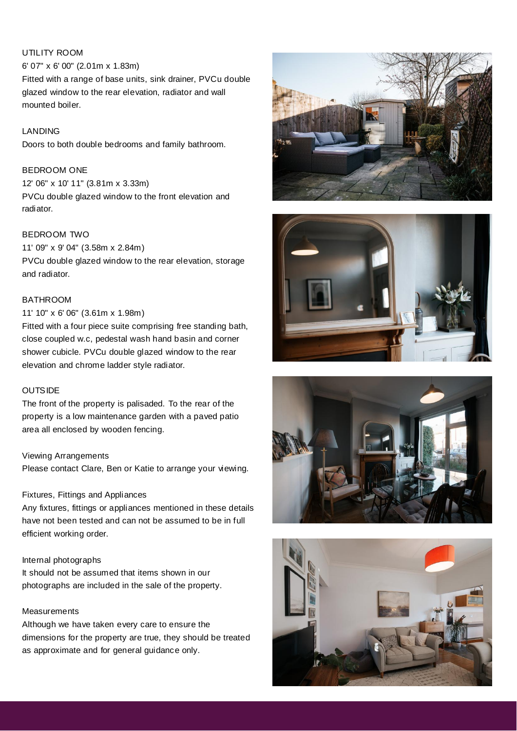UTILITY ROOM

6' 07" x 6' 00" (2.01m x 1.83m)

Fitted with a range of base units, sink drainer, PVCu double glazed window to the rear elevation, radiator and wall mounted boiler.

LANDING

Doors to both double bedrooms and family bathroom.

BEDROOM ONE

12' 06" x 10' 11" (3.81m x 3.33m)

PVCu double glazed window to the front elevation and radiator.

BEDROOM TWO

11' 09" x 9' 04" (3.58m x 2.84m)

PVCu double glazed window to the rear elevation, storage and radiator.

BATHROOM

11' 10" x 6' 06" (3.61m x 1.98m)

Fitted with a four piece suite comprising free standing bath, close coupled w.c, pedestal wash hand basin and corner shower cubicle. PVCu double glazed window to the rear elevation and chrome ladder style radiator.

OUTSIDE

The front of the property is palisaded. To the rear of the property is a low maintenance garden with a paved patio area all enclosed by wooden fencing.

Viewing Arrangements

Please contact Clare, Ben or Katie to arrange your viewing.

Fixtures, Fittings and Appliances

Any fixtures, fittings or appliances mentioned in these details have not been tested and can not be assumed to be in full efficient working order.

Internal photographs

It should not be assumed that items shown in our photographs are included in the sale of the property.

Measurements

Although we have taken every care to ensure the dimensions for the property are true, they should be treated as approximate and for general guidance only.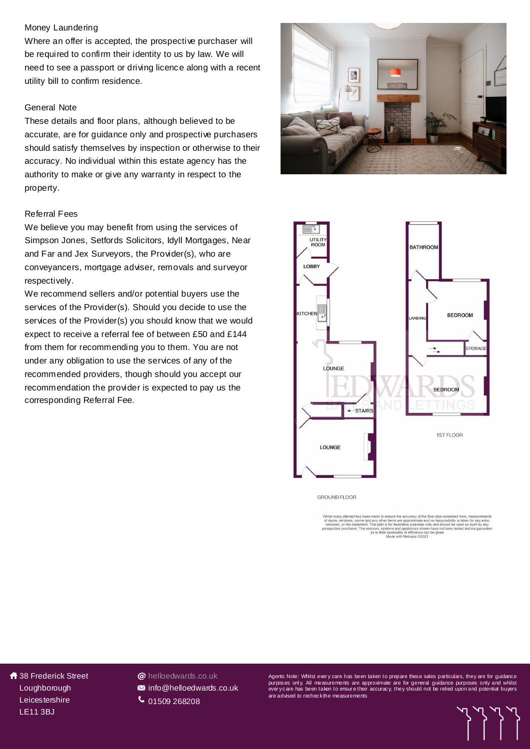## Money Laundering

Where an offer is accepted, the prospective purchaser will be required to confirm their identity to us by law. We will need to see a passport or driving licence along with a recent utility bill to confirm residence.

## General Note

These details and floor plans, although believed to be accurate, are for guidance only and prospective purchasers should satisfy themselves by inspection or otherwise to their accuracy. No individual within this estate agency has the authority to make or give any warranty in respect to the property.

## Referral Fees

We believe you may benefit from using the services of Simpson Jones, Setfords Solicitors, Idyll Mortgages, Near and Far and Jex Surveyors, the Provider(s), who are conveyancers, mortgage adviser, removals and surveyor respectively.

We recommend sellers and/or potential buyers use the services of the Provider(s). Should you decide to use the services of the Provider(s) you should know that we would expect to receive a referral fee of between £50 and £144 from them for recommending you to them. You are not under any obligation to use the services of any of the recommended providers, though should you accept our recommendation the provider is expected to pay us the corresponding Referral Fee.

UTILITY ROOM
LOBBY
KITCHEN
LOUNGE
STAIRS
LOUNGE
GROUND FLOOR

BATHROOM
LANDING
BEDROOM
STORAGE
BEDROOM
1ST FLOOR

Whilst every attempt has been made to ensure the accuracy of the floor plan contained here, measurements of doors, windows, rooms and any other items are approximate and no responsibility is taken for any error, omission, or mis-statement. This plan is for illustrative purposes only and should be used as such by any prospective purchaser. The services, systems and appliances shown have not been tested and no guarantee as to their operability or efficiency can be given
Made with Metropix ©2021

38 Frederick Street
Loughborough
Leicestershire
LE11 3BJ

helloedwards.co.uk
info@helloedwards.co.uk
01509 268208

Agents Note: Whilst every care has been taken to prepare these sales particulars, they are for guidance purposes only. All measurements are approximate are for general guidance purposes only and whilst every care has been taken to ensure their accuracy, they should not be relied upon and potential buyers are advised to recheck the measurements